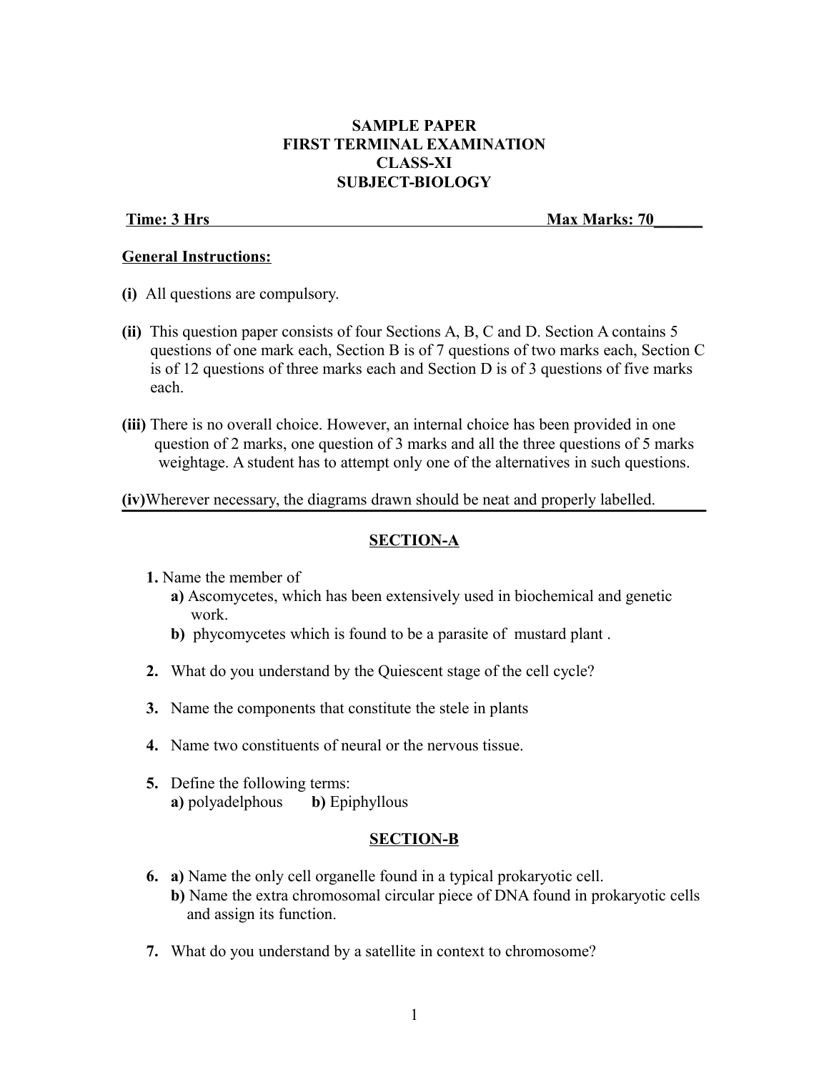**SAMPLE PAPER**
**FIRST TERMINAL EXAMINATION**
**CLASS-XI**
**SUBJECT-BIOLOGY**

**Time: 3 Hrs** **Max Marks: 70**

**General Instructions:**

**(i)** All questions are compulsory.

**(ii)** This question paper consists of four Sections A, B, C and D. Section A contains 5 questions of one mark each, Section B is of 7 questions of two marks each, Section C is of 12 questions of three marks each and Section D is of 3 questions of five marks each.

**(iii)** There is no overall choice. However, an internal choice has been provided in one question of 2 marks, one question of 3 marks and all the three questions of 5 marks weightage. A student has to attempt only one of the alternatives in such questions.

**(iv)** Wherever necessary, the diagrams drawn should be neat and properly labelled.

## SECTION-A

**1.** Name the member of
 **a)** Ascomycetes, which has been extensively used in biochemical and genetic work.
 **b)** phycomycetes which is found to be a parasite of mustard plant .

**2.** What do you understand by the Quiescent stage of the cell cycle?

**3.** Name the components that constitute the stele in plants

**4.** Name two constituents of neural or the nervous tissue.

**5.** Define the following terms:
 **a)** polyadelphous **b)** Epiphyllous

## SECTION-B

**6.** **a)** Name the only cell organelle found in a typical prokaryotic cell.
 **b)** Name the extra chromosomal circular piece of DNA found in prokaryotic cells and assign its function.

**7.** What do you understand by a satellite in context to chromosome?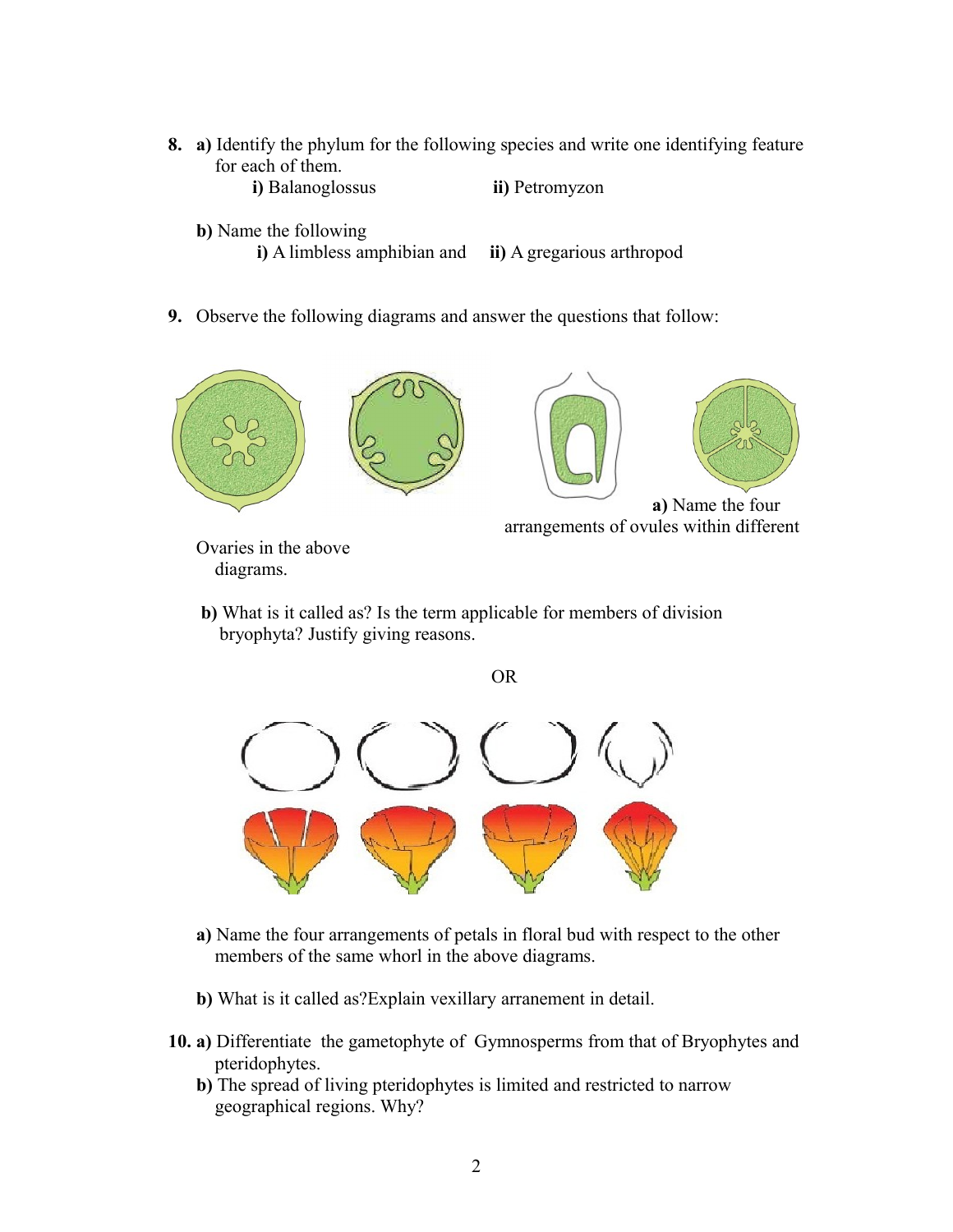8. **a)** Identify the phylum for the following species and write one identifying feature for each of them.

   **i)** Balanoglossus **ii)** Petromyzon

   **b)** Name the following

   **i)** A limbless amphibian and **ii)** A gregarious arthropod

9. Observe the following diagrams and answer the questions that follow:

   **a)** Name the four arrangements of ovules within different Ovaries in the above diagrams.

   **b)** What is it called as? Is the term applicable for members of division bryophyta? Justify giving reasons.

   OR

   **a)** Name the four arrangements of petals in floral bud with respect to the other members of the same whorl in the above diagrams.

   **b)** What is it called as?Explain vexillary arranement in detail.

10. **a)** Differentiate the gametophyte of Gymnosperms from that of Bryophytes and pteridophytes.

    **b)** The spread of living pteridophytes is limited and restricted to narrow geographical regions. Why?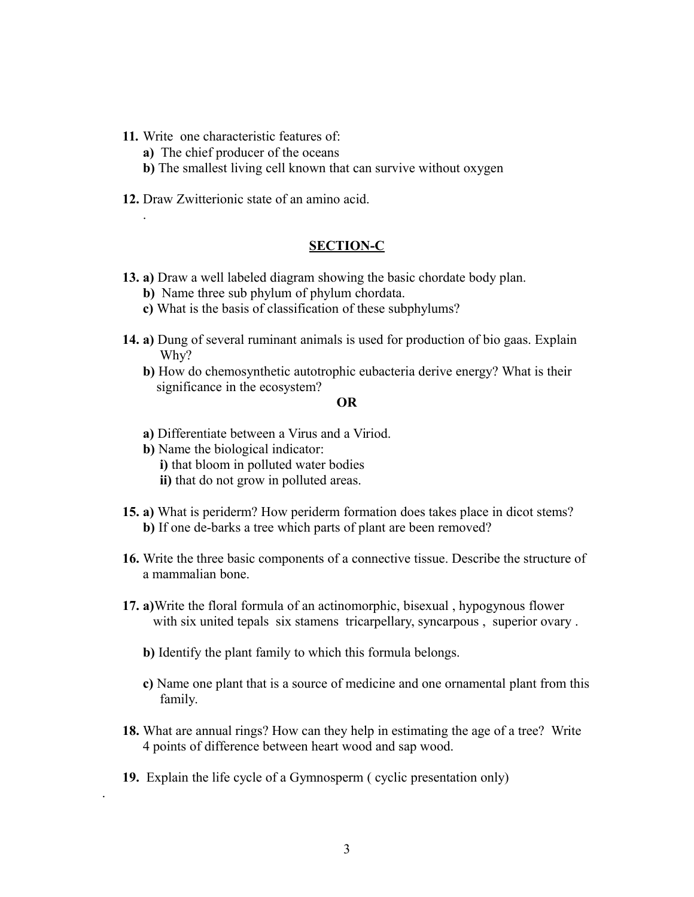**11.** Write one characteristic features of:

**a)** The chief producer of the oceans

**b)** The smallest living cell known that can survive without oxygen

**12.** Draw Zwitterionic state of an amino acid.

.

## SECTION-C

**13. a)** Draw a well labeled diagram showing the basic chordate body plan.

**b)** Name three sub phylum of phylum chordata.

**c)** What is the basis of classification of these subphylums?

**14. a)** Dung of several ruminant animals is used for production of bio gaas. Explain Why?

**b)** How do chemosynthetic autotrophic eubacteria derive energy? What is their significance in the ecosystem?

**OR**

**a)** Differentiate between a Virus and a Viriod.

**b)** Name the biological indicator:

**i)** that bloom in polluted water bodies

**ii)** that do not grow in polluted areas.

**15. a)** What is periderm? How periderm formation does takes place in dicot stems?

**b)** If one de-barks a tree which parts of plant are been removed?

**16.** Write the three basic components of a connective tissue. Describe the structure of a mammalian bone.

**17. a)** Write the floral formula of an actinomorphic, bisexual , hypogynous flower with six united tepals six stamens tricarpellary, syncarpous , superior ovary .

**b)** Identify the plant family to which this formula belongs.

**c)** Name one plant that is a source of medicine and one ornamental plant from this family.

**18.** What are annual rings? How can they help in estimating the age of a tree? Write 4 points of difference between heart wood and sap wood.

**19.** Explain the life cycle of a Gymnosperm ( cyclic presentation only)

.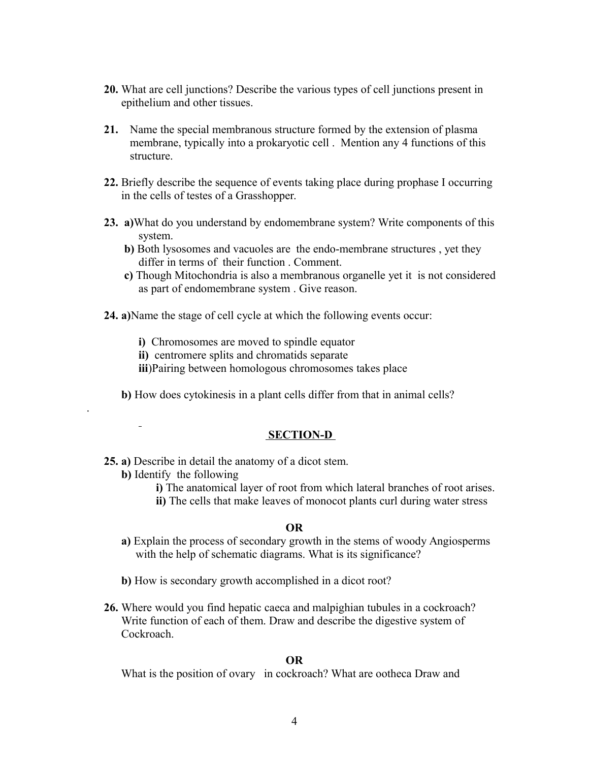**20.** What are cell junctions? Describe the various types of cell junctions present in epithelium and other tissues.

**21.** Name the special membranous structure formed by the extension of plasma membrane, typically into a prokaryotic cell . Mention any 4 functions of this structure.

**22.** Briefly describe the sequence of events taking place during prophase I occurring in the cells of testes of a Grasshopper.

**23.** **a)** What do you understand by endomembrane system? Write components of this system.

**b)** Both lysosomes and vacuoles are the endo-membrane structures , yet they differ in terms of their function . Comment.

**c)** Though Mitochondria is also a membranous organelle yet it is not considered as part of endomembrane system . Give reason.

**24.** **a)** Name the stage of cell cycle at which the following events occur:

**i)** Chromosomes are moved to spindle equator
**ii)** centromere splits and chromatids separate
**iii)** Pairing between homologous chromosomes takes place

**b)** How does cytokinesis in a plant cells differ from that in animal cells?

## SECTION-D

**25.** **a)** Describe in detail the anatomy of a dicot stem.

**b)** Identify the following

**i)** The anatomical layer of root from which lateral branches of root arises.
**ii)** The cells that make leaves of monocot plants curl during water stress

**OR**

**a)** Explain the process of secondary growth in the stems of woody Angiosperms with the help of schematic diagrams. What is its significance?

**b)** How is secondary growth accomplished in a dicot root?

**26.** Where would you find hepatic caeca and malpighian tubules in a cockroach? Write function of each of them. Draw and describe the digestive system of Cockroach.

**OR**

What is the position of ovary in cockroach? What are ootheca Draw and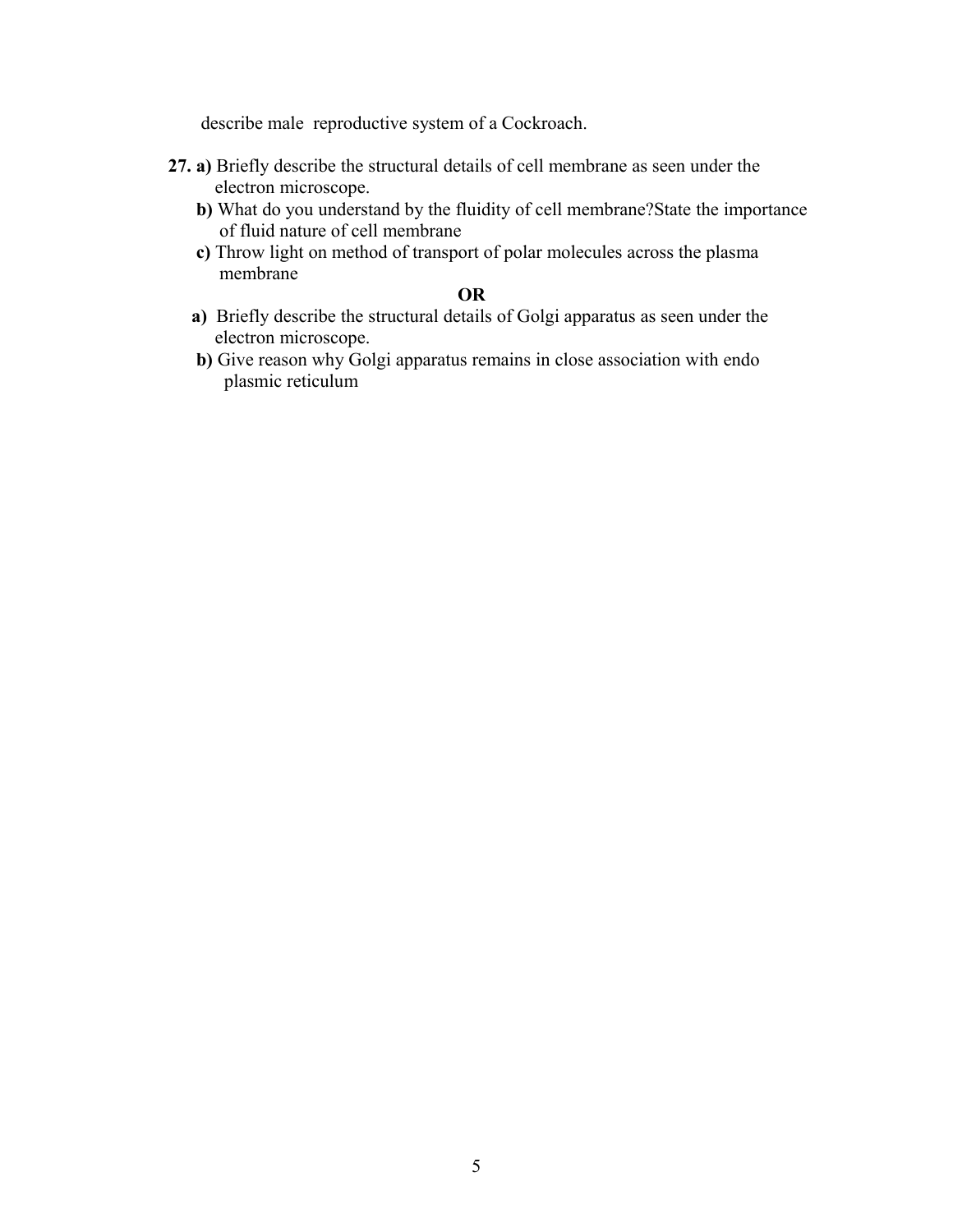describe male  reproductive system of a Cockroach.

**27. a)** Briefly describe the structural details of cell membrane as seen under the electron microscope.

**b)** What do you understand by the fluidity of cell membrane?State the importance of fluid nature of cell membrane

**c)** Throw light on method of transport of polar molecules across the plasma membrane

**OR**

**a)** Briefly describe the structural details of Golgi apparatus as seen under the electron microscope.

**b)** Give reason why Golgi apparatus remains in close association with endo plasmic reticulum